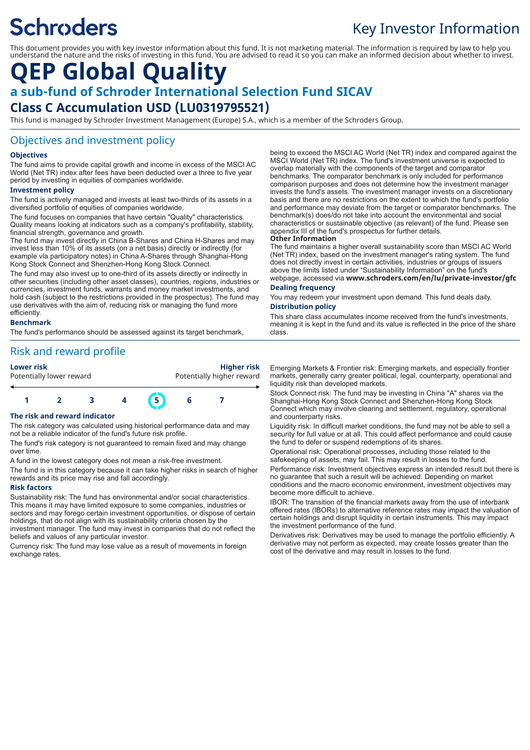Schroders

Key Investor Information

This document provides you with key investor information about this fund. It is not marketing material. The information is required by law to help you understand the nature and the risks of investing in this fund. You are advised to read it so you can make an informed decision about whether to invest.

# QEP Global Quality

## a sub-fund of Schroder International Selection Fund SICAV

## Class C Accumulation USD (LU0319795521)

This fund is managed by Schroder Investment Management (Europe) S.A., which is a member of the Schroders Group.

## Objectives and investment policy

### Objectives

The fund aims to provide capital growth and income in excess of the MSCI AC World (Net TR) index after fees have been deducted over a three to five year period by investing in equities of companies worldwide.

### Investment policy

The fund is actively managed and invests at least two-thirds of its assets in a diversified portfolio of equities of companies worldwide.

The fund focuses on companies that have certain "Quality" characteristics. Quality means looking at indicators such as a company's profitability, stability, financial strength, governance and growth.

The fund may invest directly in China B-Shares and China H-Shares and may invest less than 10% of its assets (on a net basis) directly or indirectly (for example via participatory notes) in China A-Shares through Shanghai-Hong Kong Stock Connect and Shenzhen-Hong Kong Stock Connect.

The fund may also invest up to one-third of its assets directly or indirectly in other securities (including other asset classes), countries, regions, industries or currencies, investment funds, warrants and money market investments, and hold cash (subject to the restrictions provided in the prospectus). The fund may use derivatives with the aim of, reducing risk or managing the fund more efficiently.

### Benchmark

The fund's performance should be assessed against its target benchmark, being to exceed the MSCI AC World (Net TR) index and compared against the MSCI World (Net TR) index. The fund's investment universe is expected to overlap materially with the components of the target and comparator benchmarks. The comparator benchmark is only included for performance comparison purposes and does not determine how the investment manager invests the fund's assets. The investment manager invests on a discretionary basis and there are no restrictions on the extent to which the fund's portfolio and performance may deviate from the target or comparator benchmarks. The benchmark(s) does/do not take into account the environmental and social characteristics or sustainable objective (as relevant) of the fund. Please see appendix III of the fund's prospectus for further details.

### Other Information

The fund maintains a higher overall sustainability score than MSCI AC World (Net TR) index, based on the investment manager's rating system. The fund does not directly invest in certain activities, industries or groups of issuers above the limits listed under "Sustainability Information" on the fund's webpage, accessed via **www.schroders.com/en/lu/private-investor/gfc**

### Dealing frequency

You may redeem your investment upon demand. This fund deals daily.

### Distribution policy

This share class accumulates income received from the fund's investments, meaning it is kept in the fund and its value is reflected in the price of the share class.

## Risk and reward profile

| **Lower risk** | | | | | | **Higher risk** |
|---|---|---|---|---|---|---|
| Potentially lower reward | | | | | | Potentially higher reward |
| 1 | 2 | 3 | 4 | **5** | 6 | 7 |

### The risk and reward indicator

The risk category was calculated using historical performance data and may not be a reliable indicator of the fund's future risk profile.

The fund's risk category is not guaranteed to remain fixed and may change over time.

A fund in the lowest category does not mean a risk-free investment.

The fund is in this category because it can take higher risks in search of higher rewards and its price may rise and fall accordingly.

### Risk factors

Sustainability risk: The fund has environmental and/or social characteristics. This means it may have limited exposure to some companies, industries or sectors and may forego certain investment opportunities, or dispose of certain holdings, that do not align with its sustainability criteria chosen by the investment manager. The fund may invest in companies that do not reflect the beliefs and values of any particular investor.

Currency risk: The fund may lose value as a result of movements in foreign exchange rates.

Emerging Markets & Frontier risk: Emerging markets, and especially frontier markets, generally carry greater political, legal, counterparty, operational and liquidity risk than developed markets.

Stock Connect risk: The fund may be investing in China "A" shares via the Shanghai-Hong Kong Stock Connect and Shenzhen-Hong Kong Stock Connect which may involve clearing and settlement, regulatory, operational and counterparty risks.

Liquidity risk: In difficult market conditions, the fund may not be able to sell a security for full value or at all. This could affect performance and could cause the fund to defer or suspend redemptions of its shares.

Operational risk: Operational processes, including those related to the safekeeping of assets, may fail. This may result in losses to the fund.

Performance risk: Investment objectives express an intended result but there is no guarantee that such a result will be achieved. Depending on market conditions and the macro economic environment, investment objectives may become more difficult to achieve.

IBOR: The transition of the financial markets away from the use of interbank offered rates (IBORs) to alternative reference rates may impact the valuation of certain holdings and disrupt liquidity in certain instruments. This may impact the investment performance of the fund.

Derivatives risk: Derivatives may be used to manage the portfolio efficiently. A derivative may not perform as expected, may create losses greater than the cost of the derivative and may result in losses to the fund.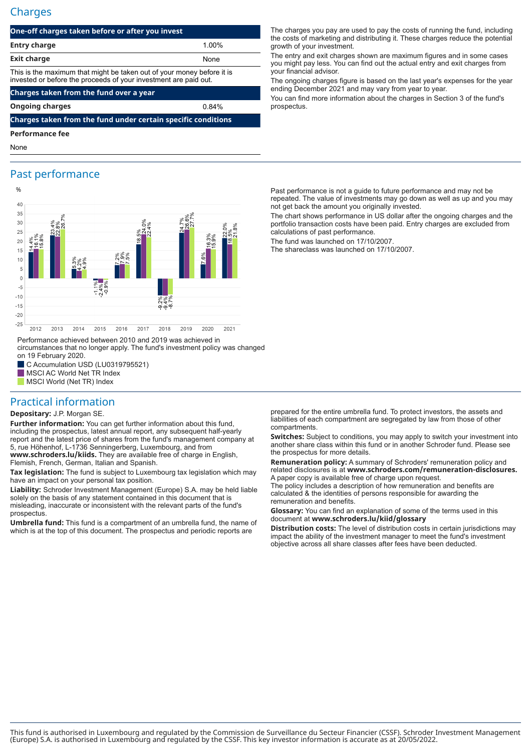## Charges

| One-off charges taken before or after you invest | |
| --- | --- |
| **Entry charge** | 1.00% |
| **Exit charge** | None |

This is the maximum that might be taken out of your money before it is invested or before the proceeds of your investment are paid out.

| Charges taken from the fund over a year | |
| --- | --- |
| **Ongoing charges** | 0.84% |

**Charges taken from the fund under certain specific conditions**

**Performance fee**

None

The charges you pay are used to pay the costs of running the fund, including the costs of marketing and distributing it. These charges reduce the potential growth of your investment.

The entry and exit charges shown are maximum figures and in some cases you might pay less. You can find out the actual entry and exit charges from your financial advisor.

The ongoing charges figure is based on the last year's expenses for the year ending December 2021 and may vary from year to year.

You can find more information about the charges in Section 3 of the fund's prospectus.

## Past performance

%

40
35
30
25
20
15
10
5
0
-5
-10
-15
-20
-25

2012: 14.4% 16.1% 15.8%
2013: 23.4% 22.8% 26.7%
2014: 5.3% 4.2% 4.9%
2015: -1.1% -2.4% -0.9%
2016: 7.2% 7.9% 7.5%
2017: 18.5% 24.0% 22.4%
2018: -9.2% -9.4% -8.7%
2019: 24.7% 26.6% 27.7%
2020: 7.6% 16.3% 15.9%
2021: 22.0% 18.5% 21.8%

Performance achieved between 2010 and 2019 was achieved in circumstances that no longer apply. The fund's investment policy was changed on 19 February 2020.

- C Accumulation USD (LU0319795521)
- MSCI AC World Net TR Index
- MSCI World (Net TR) Index

Past performance is not a guide to future performance and may not be repeated. The value of investments may go down as well as up and you may not get back the amount you originally invested.

The chart shows performance in US dollar after the ongoing charges and the portfolio transaction costs have been paid. Entry charges are excluded from calculations of past performance.

The fund was launched on 17/10/2007.

The shareclass was launched on 17/10/2007.

## Practical information

**Depositary:** J.P. Morgan SE.

**Further information:** You can get further information about this fund, including the prospectus, latest annual report, any subsequent half-yearly report and the latest price of shares from the fund's management company at 5, rue Höhenhof, L-1736 Senningerberg, Luxembourg, and from **www.schroders.lu/kiids.** They are available free of charge in English, Flemish, French, German, Italian and Spanish.

**Tax legislation:** The fund is subject to Luxembourg tax legislation which may have an impact on your personal tax position.

**Liability:** Schroder Investment Management (Europe) S.A. may be held liable solely on the basis of any statement contained in this document that is misleading, inaccurate or inconsistent with the relevant parts of the fund's prospectus.

**Umbrella fund:** This fund is a compartment of an umbrella fund, the name of which is at the top of this document. The prospectus and periodic reports are prepared for the entire umbrella fund. To protect investors, the assets and liabilities of each compartment are segregated by law from those of other compartments.

**Switches:** Subject to conditions, you may apply to switch your investment into another share class within this fund or in another Schroder fund. Please see the prospectus for more details.

**Remuneration policy:** A summary of Schroders' remuneration policy and related disclosures is at **www.schroders.com/remuneration-disclosures.** A paper copy is available free of charge upon request. The policy includes a description of how remuneration and benefits are calculated & the identities of persons responsible for awarding the remuneration and benefits.

**Glossary:** You can find an explanation of some of the terms used in this document at **www.schroders.lu/kiid/glossary**

**Distribution costs:** The level of distribution costs in certain jurisdictions may impact the ability of the investment manager to meet the fund's investment objective across all share classes after fees have been deducted.

This fund is authorised in Luxembourg and regulated by the Commission de Surveillance du Secteur Financier (CSSF). Schroder Investment Management (Europe) S.A. is authorised in Luxembourg and regulated by the CSSF. This key investor information is accurate as at 20/05/2022.